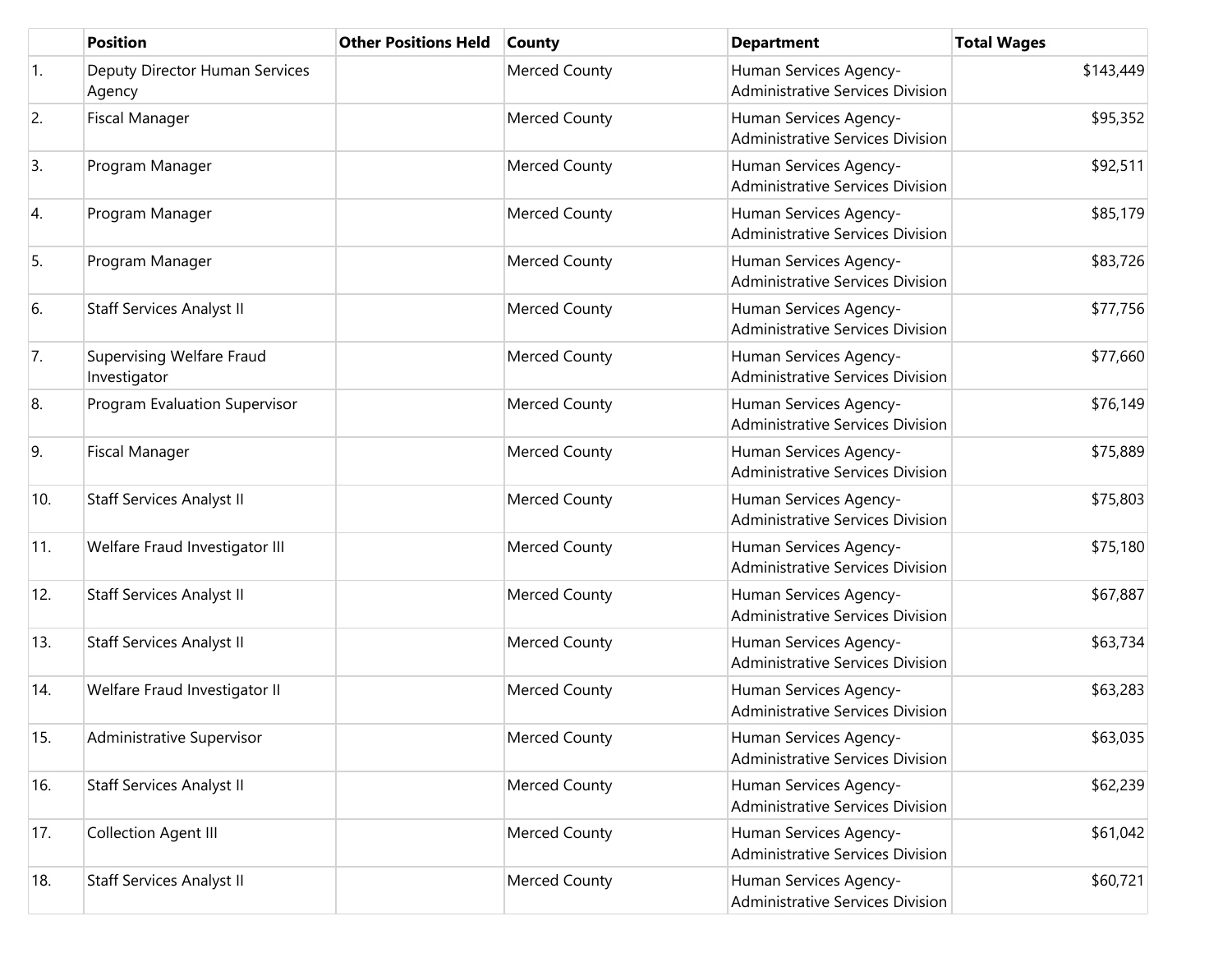| | Position | Other Positions Held | County | Department | Total Wages |
|---|---|---|---|---|---|
| 1. | Deputy Director Human Services Agency | | Merced County | Human Services Agency-Administrative Services Division | $143,449 |
| 2. | Fiscal Manager | | Merced County | Human Services Agency-Administrative Services Division | $95,352 |
| 3. | Program Manager | | Merced County | Human Services Agency-Administrative Services Division | $92,511 |
| 4. | Program Manager | | Merced County | Human Services Agency-Administrative Services Division | $85,179 |
| 5. | Program Manager | | Merced County | Human Services Agency-Administrative Services Division | $83,726 |
| 6. | Staff Services Analyst II | | Merced County | Human Services Agency-Administrative Services Division | $77,756 |
| 7. | Supervising Welfare Fraud Investigator | | Merced County | Human Services Agency-Administrative Services Division | $77,660 |
| 8. | Program Evaluation Supervisor | | Merced County | Human Services Agency-Administrative Services Division | $76,149 |
| 9. | Fiscal Manager | | Merced County | Human Services Agency-Administrative Services Division | $75,889 |
| 10. | Staff Services Analyst II | | Merced County | Human Services Agency-Administrative Services Division | $75,803 |
| 11. | Welfare Fraud Investigator III | | Merced County | Human Services Agency-Administrative Services Division | $75,180 |
| 12. | Staff Services Analyst II | | Merced County | Human Services Agency-Administrative Services Division | $67,887 |
| 13. | Staff Services Analyst II | | Merced County | Human Services Agency-Administrative Services Division | $63,734 |
| 14. | Welfare Fraud Investigator II | | Merced County | Human Services Agency-Administrative Services Division | $63,283 |
| 15. | Administrative Supervisor | | Merced County | Human Services Agency-Administrative Services Division | $63,035 |
| 16. | Staff Services Analyst II | | Merced County | Human Services Agency-Administrative Services Division | $62,239 |
| 17. | Collection Agent III | | Merced County | Human Services Agency-Administrative Services Division | $61,042 |
| 18. | Staff Services Analyst II | | Merced County | Human Services Agency-Administrative Services Division | $60,721 |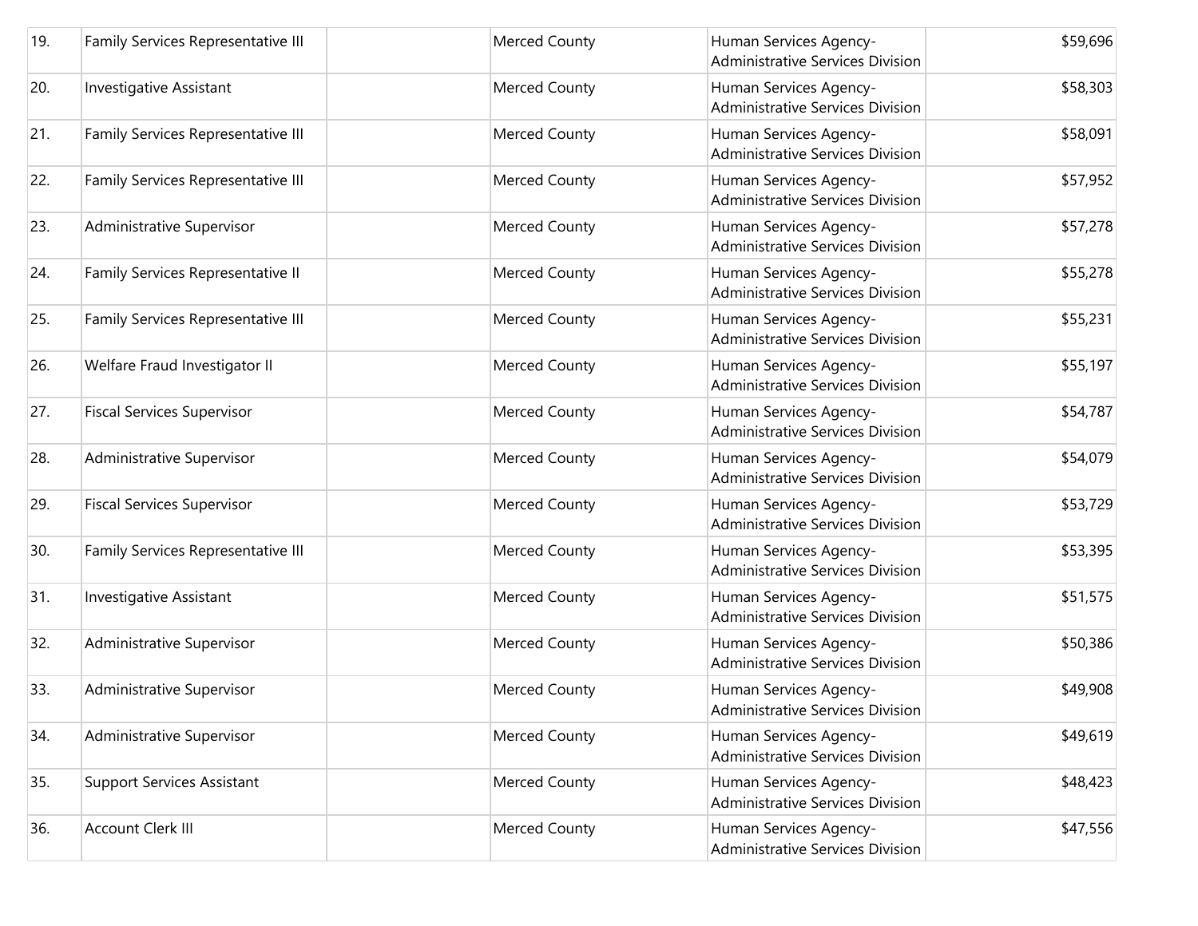| | | | | | |
|---|---|---|---|---|---|
| 19. | Family Services Representative III | | Merced County | Human Services Agency-Administrative Services Division | $59,696 |
| 20. | Investigative Assistant | | Merced County | Human Services Agency-Administrative Services Division | $58,303 |
| 21. | Family Services Representative III | | Merced County | Human Services Agency-Administrative Services Division | $58,091 |
| 22. | Family Services Representative III | | Merced County | Human Services Agency-Administrative Services Division | $57,952 |
| 23. | Administrative Supervisor | | Merced County | Human Services Agency-Administrative Services Division | $57,278 |
| 24. | Family Services Representative II | | Merced County | Human Services Agency-Administrative Services Division | $55,278 |
| 25. | Family Services Representative III | | Merced County | Human Services Agency-Administrative Services Division | $55,231 |
| 26. | Welfare Fraud Investigator II | | Merced County | Human Services Agency-Administrative Services Division | $55,197 |
| 27. | Fiscal Services Supervisor | | Merced County | Human Services Agency-Administrative Services Division | $54,787 |
| 28. | Administrative Supervisor | | Merced County | Human Services Agency-Administrative Services Division | $54,079 |
| 29. | Fiscal Services Supervisor | | Merced County | Human Services Agency-Administrative Services Division | $53,729 |
| 30. | Family Services Representative III | | Merced County | Human Services Agency-Administrative Services Division | $53,395 |
| 31. | Investigative Assistant | | Merced County | Human Services Agency-Administrative Services Division | $51,575 |
| 32. | Administrative Supervisor | | Merced County | Human Services Agency-Administrative Services Division | $50,386 |
| 33. | Administrative Supervisor | | Merced County | Human Services Agency-Administrative Services Division | $49,908 |
| 34. | Administrative Supervisor | | Merced County | Human Services Agency-Administrative Services Division | $49,619 |
| 35. | Support Services Assistant | | Merced County | Human Services Agency-Administrative Services Division | $48,423 |
| 36. | Account Clerk III | | Merced County | Human Services Agency-Administrative Services Division | $47,556 |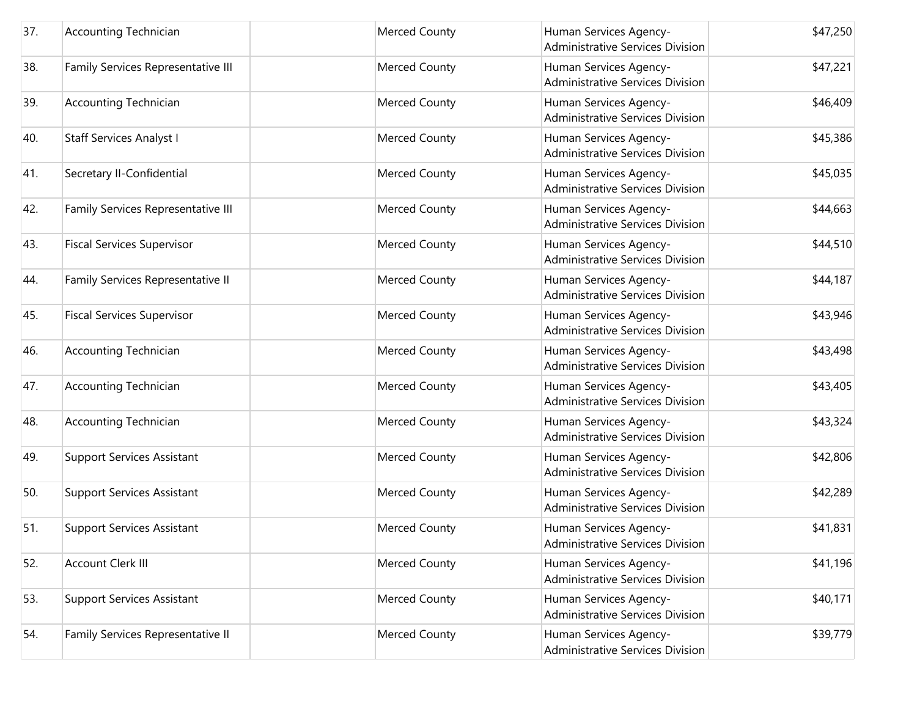| | | | | | |
|---|---|---|---|---|---|
| 37. | Accounting Technician | | Merced County | Human Services Agency-Administrative Services Division | $47,250 |
| 38. | Family Services Representative III | | Merced County | Human Services Agency-Administrative Services Division | $47,221 |
| 39. | Accounting Technician | | Merced County | Human Services Agency-Administrative Services Division | $46,409 |
| 40. | Staff Services Analyst I | | Merced County | Human Services Agency-Administrative Services Division | $45,386 |
| 41. | Secretary II-Confidential | | Merced County | Human Services Agency-Administrative Services Division | $45,035 |
| 42. | Family Services Representative III | | Merced County | Human Services Agency-Administrative Services Division | $44,663 |
| 43. | Fiscal Services Supervisor | | Merced County | Human Services Agency-Administrative Services Division | $44,510 |
| 44. | Family Services Representative II | | Merced County | Human Services Agency-Administrative Services Division | $44,187 |
| 45. | Fiscal Services Supervisor | | Merced County | Human Services Agency-Administrative Services Division | $43,946 |
| 46. | Accounting Technician | | Merced County | Human Services Agency-Administrative Services Division | $43,498 |
| 47. | Accounting Technician | | Merced County | Human Services Agency-Administrative Services Division | $43,405 |
| 48. | Accounting Technician | | Merced County | Human Services Agency-Administrative Services Division | $43,324 |
| 49. | Support Services Assistant | | Merced County | Human Services Agency-Administrative Services Division | $42,806 |
| 50. | Support Services Assistant | | Merced County | Human Services Agency-Administrative Services Division | $42,289 |
| 51. | Support Services Assistant | | Merced County | Human Services Agency-Administrative Services Division | $41,831 |
| 52. | Account Clerk III | | Merced County | Human Services Agency-Administrative Services Division | $41,196 |
| 53. | Support Services Assistant | | Merced County | Human Services Agency-Administrative Services Division | $40,171 |
| 54. | Family Services Representative II | | Merced County | Human Services Agency-Administrative Services Division | $39,779 |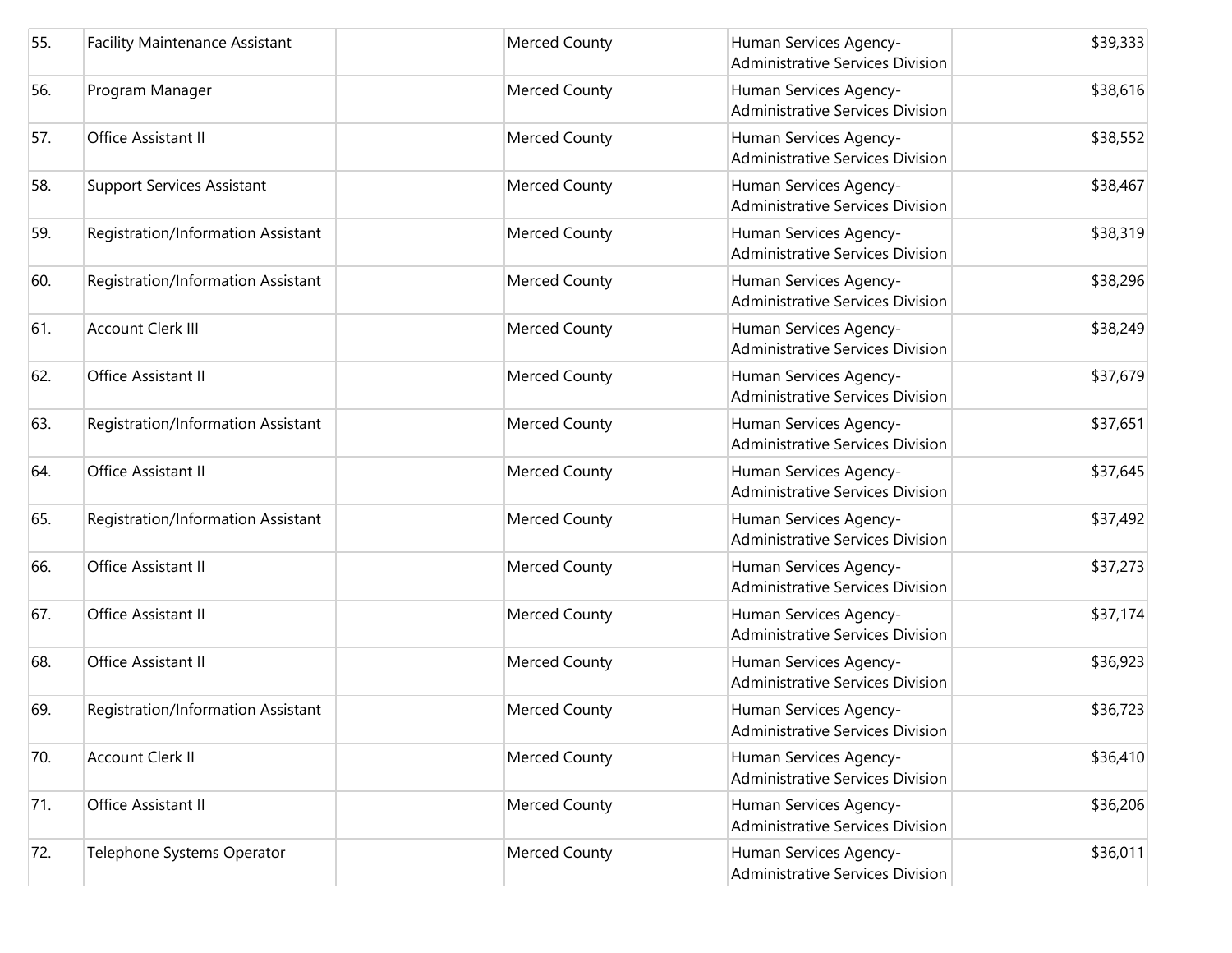| 55. | Facility Maintenance Assistant | | Merced County | Human Services Agency-Administrative Services Division | $39,333 |
|---|---|---|---|---|---|
| 56. | Program Manager | | Merced County | Human Services Agency-Administrative Services Division | $38,616 |
| 57. | Office Assistant II | | Merced County | Human Services Agency-Administrative Services Division | $38,552 |
| 58. | Support Services Assistant | | Merced County | Human Services Agency-Administrative Services Division | $38,467 |
| 59. | Registration/Information Assistant | | Merced County | Human Services Agency-Administrative Services Division | $38,319 |
| 60. | Registration/Information Assistant | | Merced County | Human Services Agency-Administrative Services Division | $38,296 |
| 61. | Account Clerk III | | Merced County | Human Services Agency-Administrative Services Division | $38,249 |
| 62. | Office Assistant II | | Merced County | Human Services Agency-Administrative Services Division | $37,679 |
| 63. | Registration/Information Assistant | | Merced County | Human Services Agency-Administrative Services Division | $37,651 |
| 64. | Office Assistant II | | Merced County | Human Services Agency-Administrative Services Division | $37,645 |
| 65. | Registration/Information Assistant | | Merced County | Human Services Agency-Administrative Services Division | $37,492 |
| 66. | Office Assistant II | | Merced County | Human Services Agency-Administrative Services Division | $37,273 |
| 67. | Office Assistant II | | Merced County | Human Services Agency-Administrative Services Division | $37,174 |
| 68. | Office Assistant II | | Merced County | Human Services Agency-Administrative Services Division | $36,923 |
| 69. | Registration/Information Assistant | | Merced County | Human Services Agency-Administrative Services Division | $36,723 |
| 70. | Account Clerk II | | Merced County | Human Services Agency-Administrative Services Division | $36,410 |
| 71. | Office Assistant II | | Merced County | Human Services Agency-Administrative Services Division | $36,206 |
| 72. | Telephone Systems Operator | | Merced County | Human Services Agency-Administrative Services Division | $36,011 |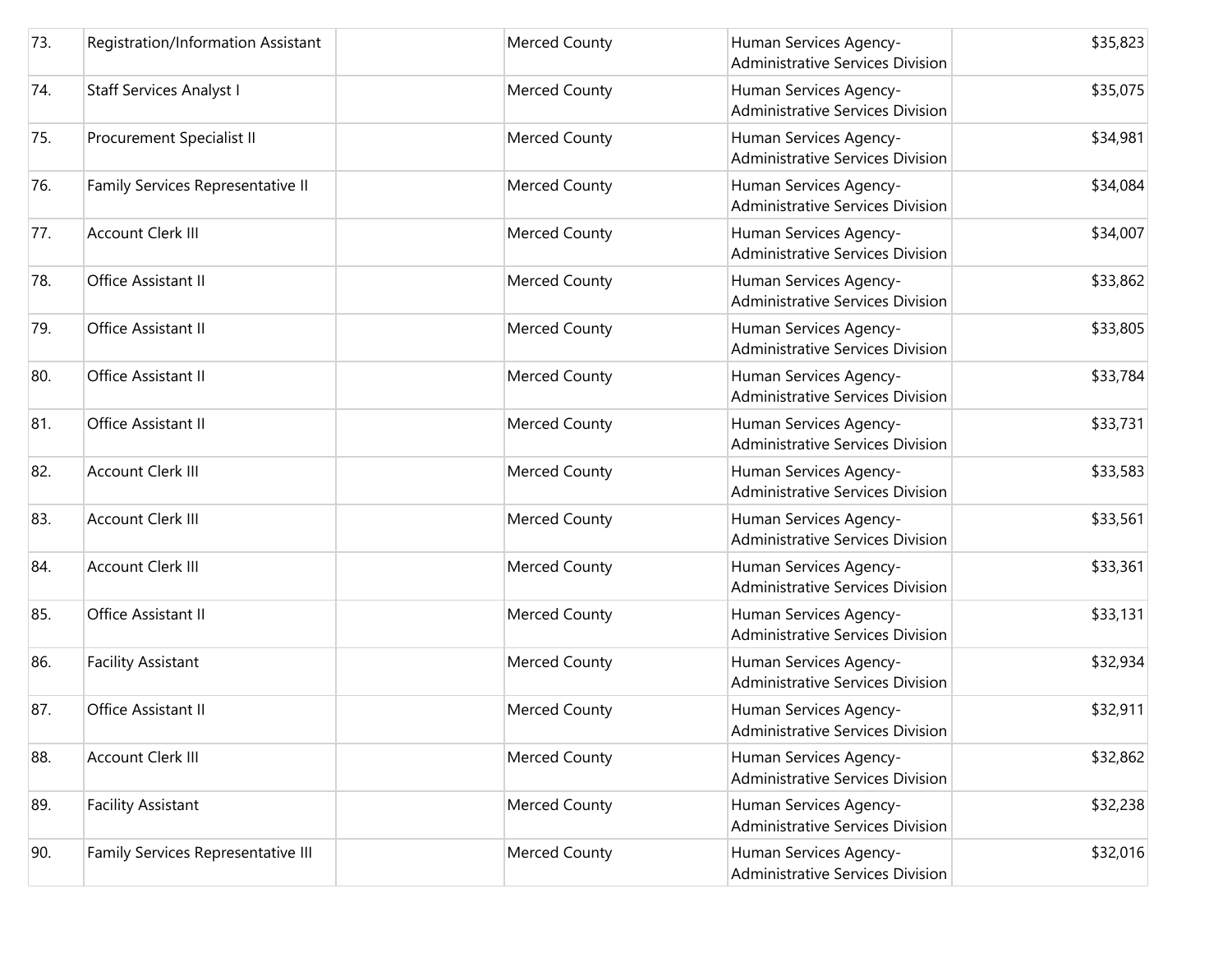| | | | | | |
|---|---|---|---|---|---|
| 73. | Registration/Information Assistant | | Merced County | Human Services Agency-Administrative Services Division | $35,823 |
| 74. | Staff Services Analyst I | | Merced County | Human Services Agency-Administrative Services Division | $35,075 |
| 75. | Procurement Specialist II | | Merced County | Human Services Agency-Administrative Services Division | $34,981 |
| 76. | Family Services Representative II | | Merced County | Human Services Agency-Administrative Services Division | $34,084 |
| 77. | Account Clerk III | | Merced County | Human Services Agency-Administrative Services Division | $34,007 |
| 78. | Office Assistant II | | Merced County | Human Services Agency-Administrative Services Division | $33,862 |
| 79. | Office Assistant II | | Merced County | Human Services Agency-Administrative Services Division | $33,805 |
| 80. | Office Assistant II | | Merced County | Human Services Agency-Administrative Services Division | $33,784 |
| 81. | Office Assistant II | | Merced County | Human Services Agency-Administrative Services Division | $33,731 |
| 82. | Account Clerk III | | Merced County | Human Services Agency-Administrative Services Division | $33,583 |
| 83. | Account Clerk III | | Merced County | Human Services Agency-Administrative Services Division | $33,561 |
| 84. | Account Clerk III | | Merced County | Human Services Agency-Administrative Services Division | $33,361 |
| 85. | Office Assistant II | | Merced County | Human Services Agency-Administrative Services Division | $33,131 |
| 86. | Facility Assistant | | Merced County | Human Services Agency-Administrative Services Division | $32,934 |
| 87. | Office Assistant II | | Merced County | Human Services Agency-Administrative Services Division | $32,911 |
| 88. | Account Clerk III | | Merced County | Human Services Agency-Administrative Services Division | $32,862 |
| 89. | Facility Assistant | | Merced County | Human Services Agency-Administrative Services Division | $32,238 |
| 90. | Family Services Representative III | | Merced County | Human Services Agency-Administrative Services Division | $32,016 |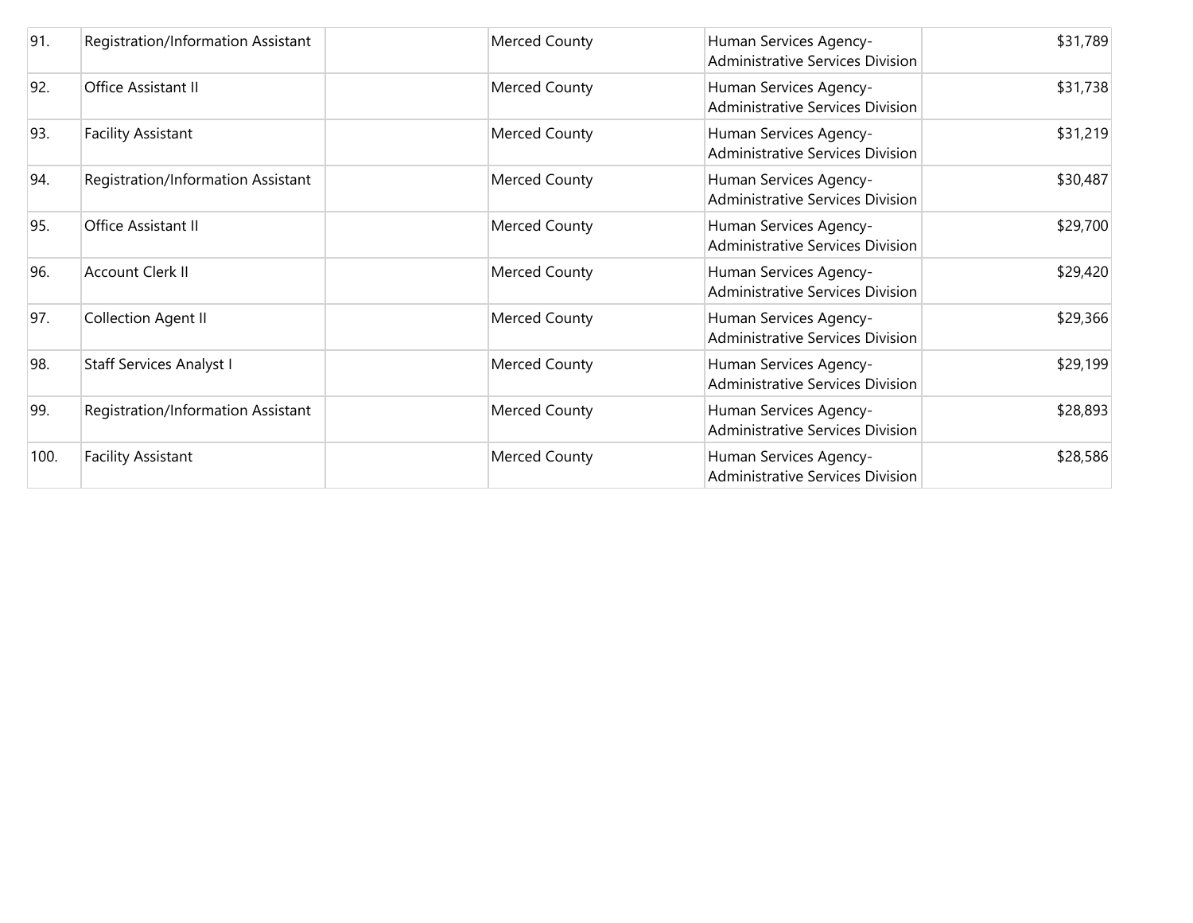| | | | | | |
|---|---|---|---|---|---|
| 91. | Registration/Information Assistant | | Merced County | Human Services Agency-Administrative Services Division | $31,789 |
| 92. | Office Assistant II | | Merced County | Human Services Agency-Administrative Services Division | $31,738 |
| 93. | Facility Assistant | | Merced County | Human Services Agency-Administrative Services Division | $31,219 |
| 94. | Registration/Information Assistant | | Merced County | Human Services Agency-Administrative Services Division | $30,487 |
| 95. | Office Assistant II | | Merced County | Human Services Agency-Administrative Services Division | $29,700 |
| 96. | Account Clerk II | | Merced County | Human Services Agency-Administrative Services Division | $29,420 |
| 97. | Collection Agent II | | Merced County | Human Services Agency-Administrative Services Division | $29,366 |
| 98. | Staff Services Analyst I | | Merced County | Human Services Agency-Administrative Services Division | $29,199 |
| 99. | Registration/Information Assistant | | Merced County | Human Services Agency-Administrative Services Division | $28,893 |
| 100. | Facility Assistant | | Merced County | Human Services Agency-Administrative Services Division | $28,586 |